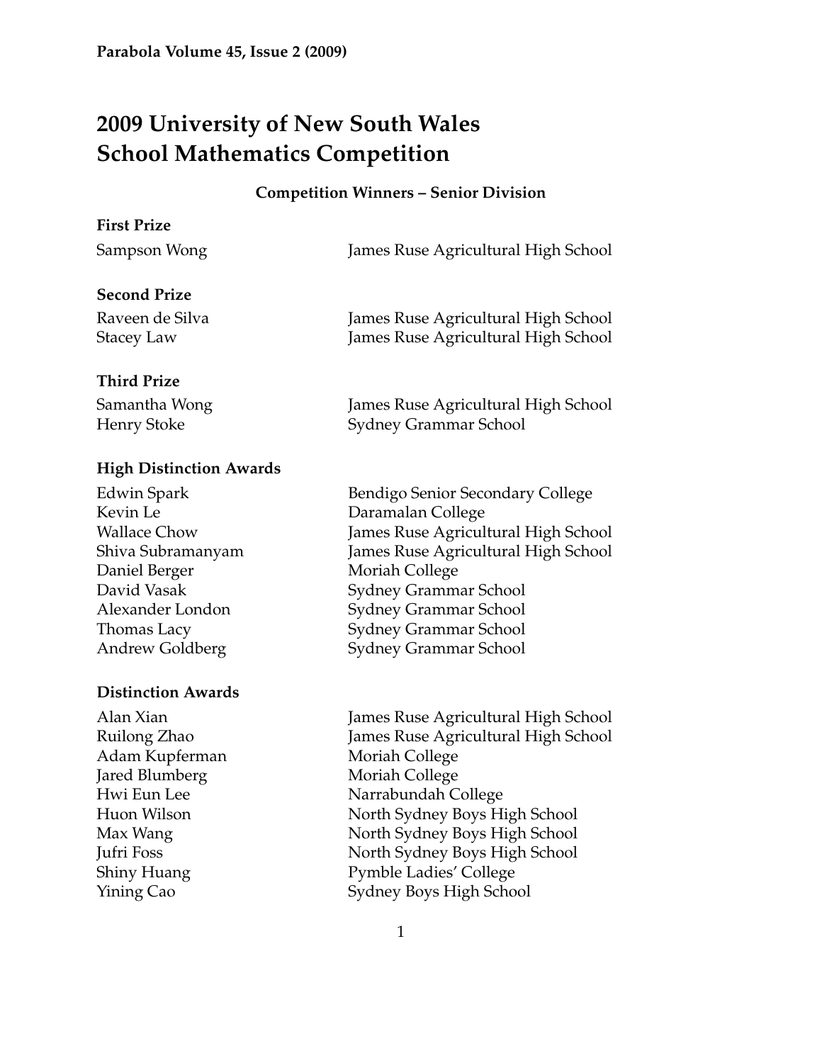# 2009 University of New South Wales School Mathematics Competition

## Competition Winners – Senior Division

### First Prize

| | |
|---|---|
| Sampson Wong | James Ruse Agricultural High School |

### Second Prize

| | |
|---|---|
| Raveen de Silva | James Ruse Agricultural High School |
| Stacey Law | James Ruse Agricultural High School |

### Third Prize

| | |
|---|---|
| Samantha Wong | James Ruse Agricultural High School |
| Henry Stoke | Sydney Grammar School |

### High Distinction Awards

| | |
|---|---|
| Edwin Spark | Bendigo Senior Secondary College |
| Kevin Le | Daramalan College |
| Wallace Chow | James Ruse Agricultural High School |
| Shiva Subramanyam | James Ruse Agricultural High School |
| Daniel Berger | Moriah College |
| David Vasak | Sydney Grammar School |
| Alexander London | Sydney Grammar School |
| Thomas Lacy | Sydney Grammar School |
| Andrew Goldberg | Sydney Grammar School |

### Distinction Awards

| | |
|---|---|
| Alan Xian | James Ruse Agricultural High School |
| Ruilong Zhao | James Ruse Agricultural High School |
| Adam Kupferman | Moriah College |
| Jared Blumberg | Moriah College |
| Hwi Eun Lee | Narrabundah College |
| Huon Wilson | North Sydney Boys High School |
| Max Wang | North Sydney Boys High School |
| Jufri Foss | North Sydney Boys High School |
| Shiny Huang | Pymble Ladies' College |
| Yining Cao | Sydney Boys High School |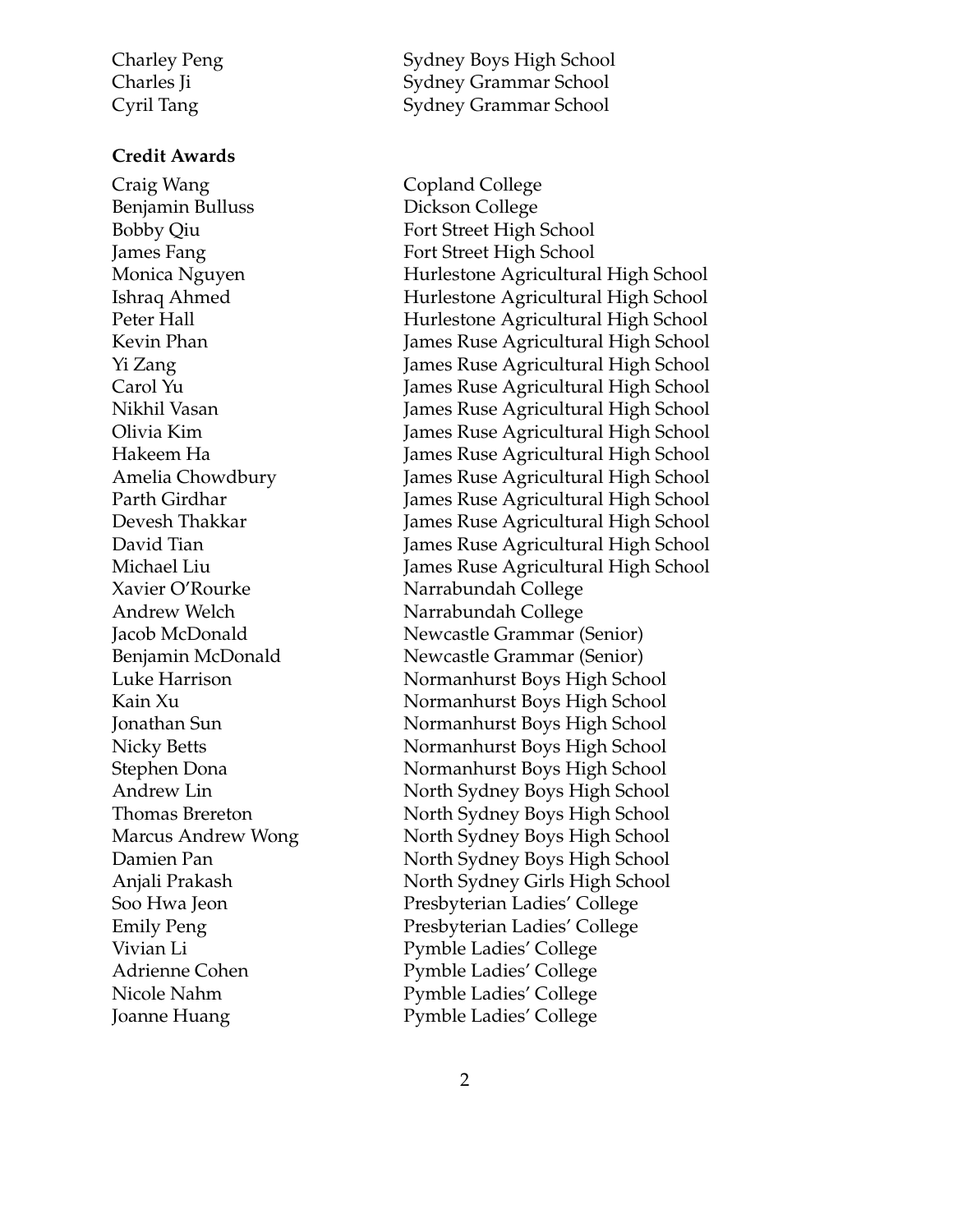| | |
|---|---|
| Charley Peng | Sydney Boys High School |
| Charles Ji | Sydney Grammar School |
| Cyril Tang | Sydney Grammar School |

**Credit Awards**

| | |
|---|---|
| Craig Wang | Copland College |
| Benjamin Bulluss | Dickson College |
| Bobby Qiu | Fort Street High School |
| James Fang | Fort Street High School |
| Monica Nguyen | Hurlestone Agricultural High School |
| Ishraq Ahmed | Hurlestone Agricultural High School |
| Peter Hall | Hurlestone Agricultural High School |
| Kevin Phan | James Ruse Agricultural High School |
| Yi Zang | James Ruse Agricultural High School |
| Carol Yu | James Ruse Agricultural High School |
| Nikhil Vasan | James Ruse Agricultural High School |
| Olivia Kim | James Ruse Agricultural High School |
| Hakeem Ha | James Ruse Agricultural High School |
| Amelia Chowdbury | James Ruse Agricultural High School |
| Parth Girdhar | James Ruse Agricultural High School |
| Devesh Thakkar | James Ruse Agricultural High School |
| David Tian | James Ruse Agricultural High School |
| Michael Liu | James Ruse Agricultural High School |
| Xavier O'Rourke | Narrabundah College |
| Andrew Welch | Narrabundah College |
| Jacob McDonald | Newcastle Grammar (Senior) |
| Benjamin McDonald | Newcastle Grammar (Senior) |
| Luke Harrison | Normanhurst Boys High School |
| Kain Xu | Normanhurst Boys High School |
| Jonathan Sun | Normanhurst Boys High School |
| Nicky Betts | Normanhurst Boys High School |
| Stephen Dona | Normanhurst Boys High School |
| Andrew Lin | North Sydney Boys High School |
| Thomas Brereton | North Sydney Boys High School |
| Marcus Andrew Wong | North Sydney Boys High School |
| Damien Pan | North Sydney Boys High School |
| Anjali Prakash | North Sydney Girls High School |
| Soo Hwa Jeon | Presbyterian Ladies' College |
| Emily Peng | Presbyterian Ladies' College |
| Vivian Li | Pymble Ladies' College |
| Adrienne Cohen | Pymble Ladies' College |
| Nicole Nahm | Pymble Ladies' College |
| Joanne Huang | Pymble Ladies' College |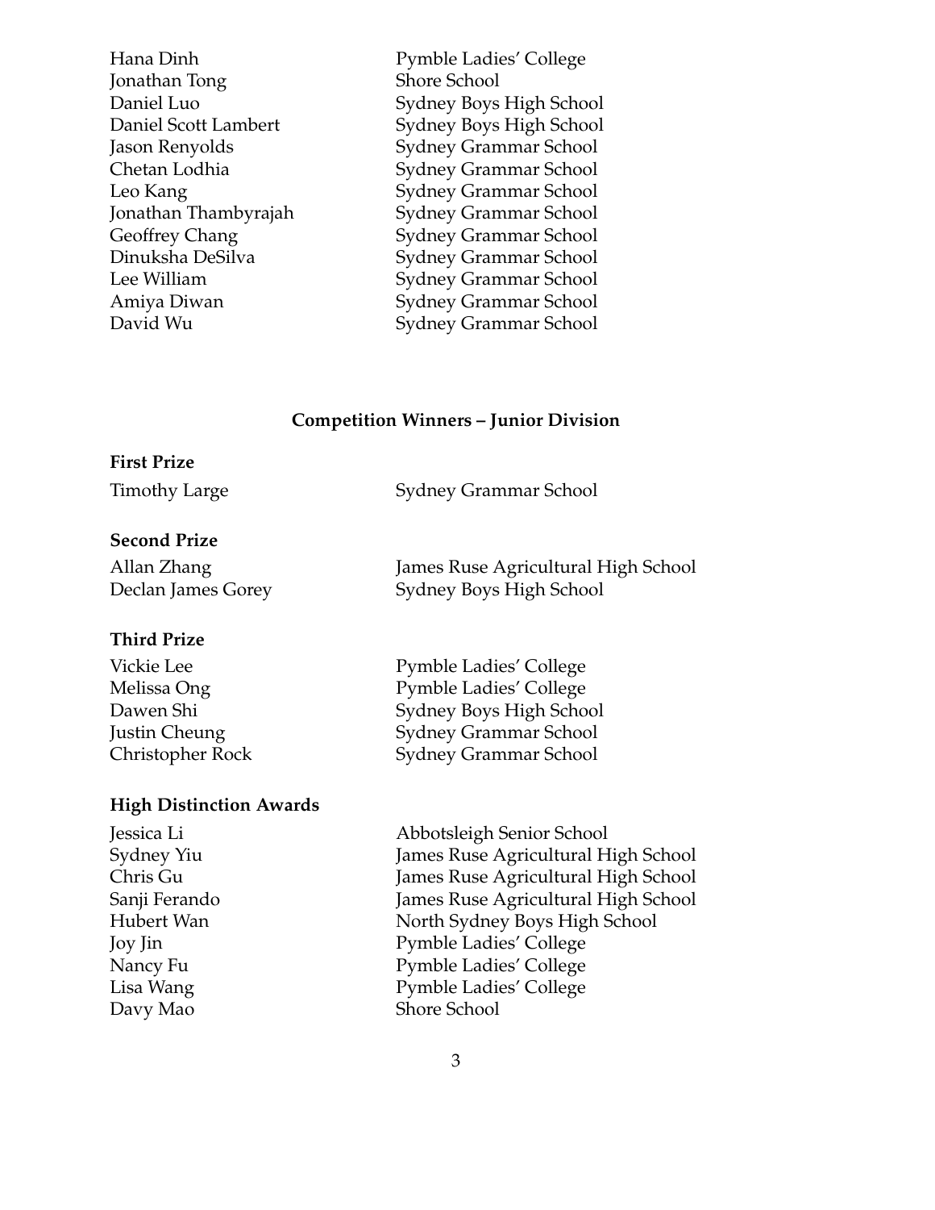| | |
|---|---|
| Hana Dinh | Pymble Ladies' College |
| Jonathan Tong | Shore School |
| Daniel Luo | Sydney Boys High School |
| Daniel Scott Lambert | Sydney Boys High School |
| Jason Renyolds | Sydney Grammar School |
| Chetan Lodhia | Sydney Grammar School |
| Leo Kang | Sydney Grammar School |
| Jonathan Thambyrajah | Sydney Grammar School |
| Geoffrey Chang | Sydney Grammar School |
| Dinuksha DeSilva | Sydney Grammar School |
| Lee William | Sydney Grammar School |
| Amiya Diwan | Sydney Grammar School |
| David Wu | Sydney Grammar School |

## Competition Winners – Junior Division

### First Prize

| | |
|---|---|
| Timothy Large | Sydney Grammar School |

### Second Prize

| | |
|---|---|
| Allan Zhang | James Ruse Agricultural High School |
| Declan James Gorey | Sydney Boys High School |

### Third Prize

| | |
|---|---|
| Vickie Lee | Pymble Ladies' College |
| Melissa Ong | Pymble Ladies' College |
| Dawen Shi | Sydney Boys High School |
| Justin Cheung | Sydney Grammar School |
| Christopher Rock | Sydney Grammar School |

### High Distinction Awards

| | |
|---|---|
| Jessica Li | Abbotsleigh Senior School |
| Sydney Yiu | James Ruse Agricultural High School |
| Chris Gu | James Ruse Agricultural High School |
| Sanji Ferando | James Ruse Agricultural High School |
| Hubert Wan | North Sydney Boys High School |
| Joy Jin | Pymble Ladies' College |
| Nancy Fu | Pymble Ladies' College |
| Lisa Wang | Pymble Ladies' College |
| Davy Mao | Shore School |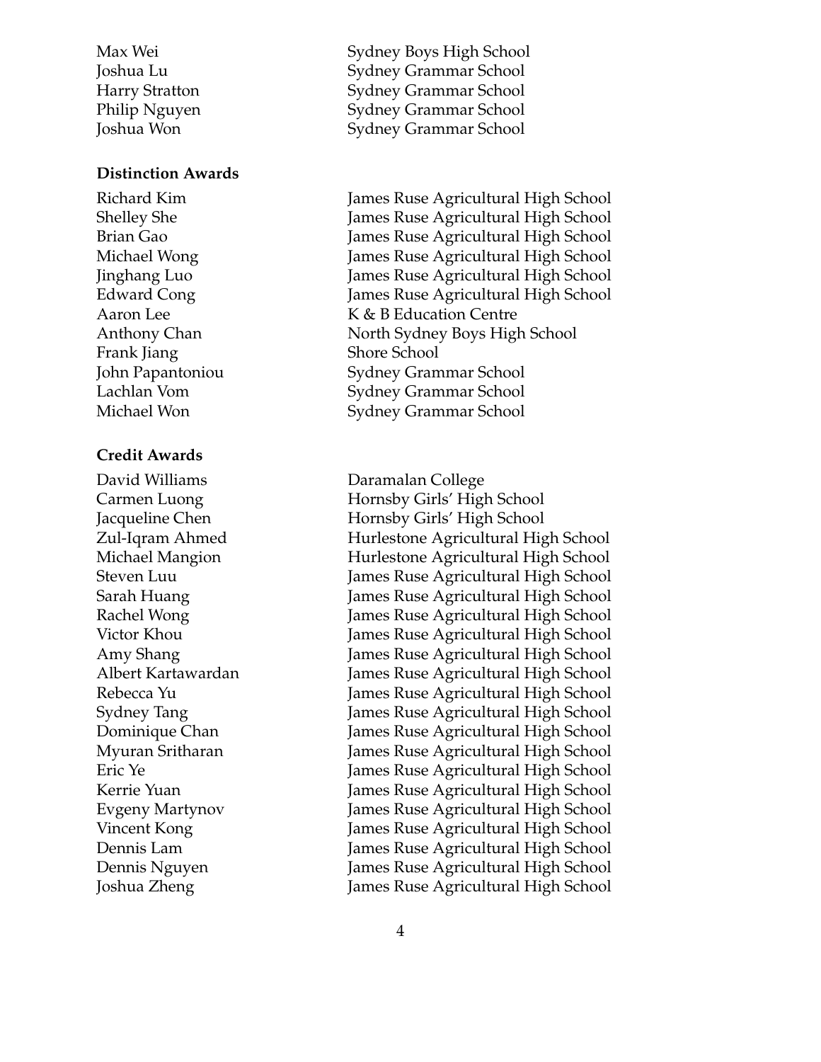| | |
|---|---|
| Max Wei | Sydney Boys High School |
| Joshua Lu | Sydney Grammar School |
| Harry Stratton | Sydney Grammar School |
| Philip Nguyen | Sydney Grammar School |
| Joshua Won | Sydney Grammar School |

### Distinction Awards

| | |
|---|---|
| Richard Kim | James Ruse Agricultural High School |
| Shelley She | James Ruse Agricultural High School |
| Brian Gao | James Ruse Agricultural High School |
| Michael Wong | James Ruse Agricultural High School |
| Jinghang Luo | James Ruse Agricultural High School |
| Edward Cong | James Ruse Agricultural High School |
| Aaron Lee | K & B Education Centre |
| Anthony Chan | North Sydney Boys High School |
| Frank Jiang | Shore School |
| John Papantoniou | Sydney Grammar School |
| Lachlan Vom | Sydney Grammar School |
| Michael Won | Sydney Grammar School |

### Credit Awards

| | |
|---|---|
| David Williams | Daramalan College |
| Carmen Luong | Hornsby Girls' High School |
| Jacqueline Chen | Hornsby Girls' High School |
| Zul-Iqram Ahmed | Hurlestone Agricultural High School |
| Michael Mangion | Hurlestone Agricultural High School |
| Steven Luu | James Ruse Agricultural High School |
| Sarah Huang | James Ruse Agricultural High School |
| Rachel Wong | James Ruse Agricultural High School |
| Victor Khou | James Ruse Agricultural High School |
| Amy Shang | James Ruse Agricultural High School |
| Albert Kartawardan | James Ruse Agricultural High School |
| Rebecca Yu | James Ruse Agricultural High School |
| Sydney Tang | James Ruse Agricultural High School |
| Dominique Chan | James Ruse Agricultural High School |
| Myuran Sritharan | James Ruse Agricultural High School |
| Eric Ye | James Ruse Agricultural High School |
| Kerrie Yuan | James Ruse Agricultural High School |
| Evgeny Martynov | James Ruse Agricultural High School |
| Vincent Kong | James Ruse Agricultural High School |
| Dennis Lam | James Ruse Agricultural High School |
| Dennis Nguyen | James Ruse Agricultural High School |
| Joshua Zheng | James Ruse Agricultural High School |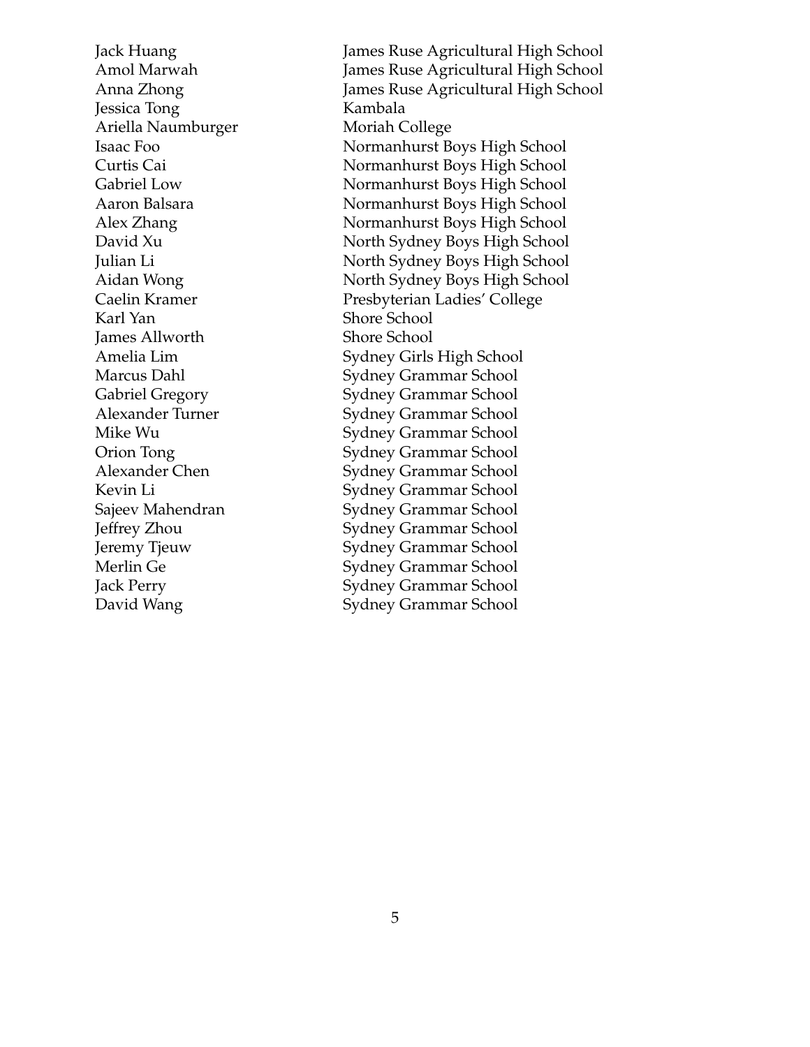| | |
|---|---|
| Jack Huang | James Ruse Agricultural High School |
| Amol Marwah | James Ruse Agricultural High School |
| Anna Zhong | James Ruse Agricultural High School |
| Jessica Tong | Kambala |
| Ariella Naumburger | Moriah College |
| Isaac Foo | Normanhurst Boys High School |
| Curtis Cai | Normanhurst Boys High School |
| Gabriel Low | Normanhurst Boys High School |
| Aaron Balsara | Normanhurst Boys High School |
| Alex Zhang | Normanhurst Boys High School |
| David Xu | North Sydney Boys High School |
| Julian Li | North Sydney Boys High School |
| Aidan Wong | North Sydney Boys High School |
| Caelin Kramer | Presbyterian Ladies' College |
| Karl Yan | Shore School |
| James Allworth | Shore School |
| Amelia Lim | Sydney Girls High School |
| Marcus Dahl | Sydney Grammar School |
| Gabriel Gregory | Sydney Grammar School |
| Alexander Turner | Sydney Grammar School |
| Mike Wu | Sydney Grammar School |
| Orion Tong | Sydney Grammar School |
| Alexander Chen | Sydney Grammar School |
| Kevin Li | Sydney Grammar School |
| Sajeev Mahendran | Sydney Grammar School |
| Jeffrey Zhou | Sydney Grammar School |
| Jeremy Tjeuw | Sydney Grammar School |
| Merlin Ge | Sydney Grammar School |
| Jack Perry | Sydney Grammar School |
| David Wang | Sydney Grammar School |